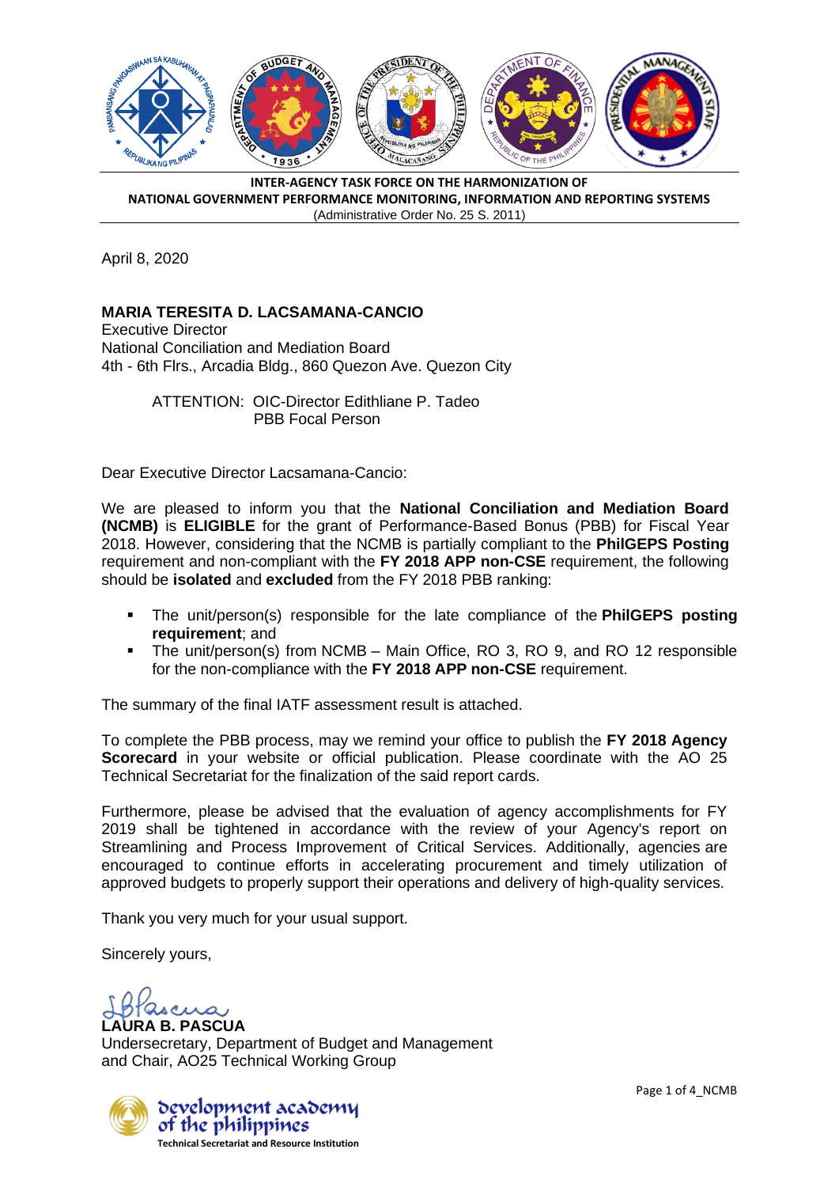**INTER-AGENCY TASK FORCE ON THE HARMONIZATION OF NATIONAL GOVERNMENT PERFORMANCE MONITORING, INFORMATION AND REPORTING SYSTEMS**
(Administrative Order No. 25 S. 2011)

April 8, 2020

**MARIA TERESITA D. LACSAMANA-CANCIO**
Executive Director
National Conciliation and Mediation Board
4th - 6th Flrs., Arcadia Bldg., 860 Quezon Ave. Quezon City

ATTENTION: OIC-Director Edithliane P. Tadeo
PBB Focal Person

Dear Executive Director Lacsamana-Cancio:

We are pleased to inform you that the **National Conciliation and Mediation Board (NCMB)** is **ELIGIBLE** for the grant of Performance-Based Bonus (PBB) for Fiscal Year 2018. However, considering that the NCMB is partially compliant to the **PhilGEPS Posting** requirement and non-compliant with the **FY 2018 APP non-CSE** requirement, the following should be **isolated** and **excluded** from the FY 2018 PBB ranking:

- The unit/person(s) responsible for the late compliance of the **PhilGEPS posting requirement**; and
- The unit/person(s) from NCMB – Main Office, RO 3, RO 9, and RO 12 responsible for the non-compliance with the **FY 2018 APP non-CSE** requirement.

The summary of the final IATF assessment result is attached.

To complete the PBB process, may we remind your office to publish the **FY 2018 Agency Scorecard** in your website or official publication. Please coordinate with the AO 25 Technical Secretariat for the finalization of the said report cards.

Furthermore, please be advised that the evaluation of agency accomplishments for FY 2019 shall be tightened in accordance with the review of your Agency's report on Streamlining and Process Improvement of Critical Services. Additionally, agencies are encouraged to continue efforts in accelerating procurement and timely utilization of approved budgets to properly support their operations and delivery of high-quality services.

Thank you very much for your usual support.

Sincerely yours,

**LAURA B. PASCUA**
Undersecretary, Department of Budget and Management
and Chair, AO25 Technical Working Group

development academy of the philippines
Technical Secretariat and Resource Institution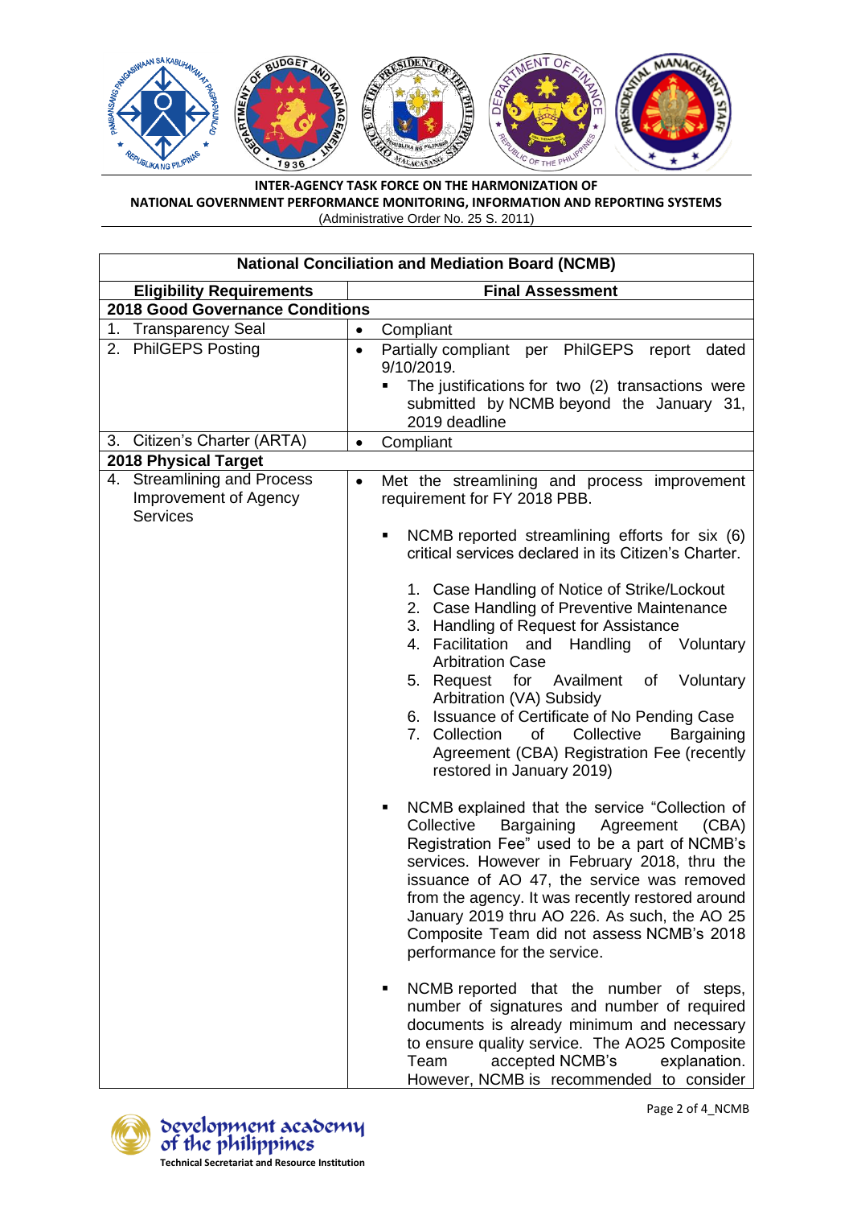**INTER-AGENCY TASK FORCE ON THE HARMONIZATION OF NATIONAL GOVERNMENT PERFORMANCE MONITORING, INFORMATION AND REPORTING SYSTEMS**
(Administrative Order No. 25 S. 2011)

| National Conciliation and Mediation Board (NCMB) | |
|---|---|
| **Eligibility Requirements** | **Final Assessment** |
| **2018 Good Governance Conditions** | |
| 1. Transparency Seal | • Compliant |
| 2. PhilGEPS Posting | • Partially compliant per PhilGEPS report dated 9/10/2019.<br>▪ The justifications for two (2) transactions were submitted by NCMB beyond the January 31, 2019 deadline |
| 3. Citizen's Charter (ARTA) | • Compliant |
| **2018 Physical Target** | |
| 4. Streamlining and Process Improvement of Agency Services | • Met the streamlining and process improvement requirement for FY 2018 PBB.<br>▪ NCMB reported streamlining efforts for six (6) critical services declared in its Citizen's Charter.<br>1. Case Handling of Notice of Strike/Lockout<br>2. Case Handling of Preventive Maintenance<br>3. Handling of Request for Assistance<br>4. Facilitation and Handling of Voluntary Arbitration Case<br>5. Request for Availment of Voluntary Arbitration (VA) Subsidy<br>6. Issuance of Certificate of No Pending Case<br>7. Collection of Collective Bargaining Agreement (CBA) Registration Fee (recently restored in January 2019)<br>▪ NCMB explained that the service "Collection of Collective Bargaining Agreement (CBA) Registration Fee" used to be a part of NCMB's services. However in February 2018, thru the issuance of AO 47, the service was removed from the agency. It was recently restored around January 2019 thru AO 226. As such, the AO 25 Composite Team did not assess NCMB's 2018 performance for the service.<br>▪ NCMB reported that the number of steps, number of signatures and number of required documents is already minimum and necessary to ensure quality service. The AO25 Composite Team accepted NCMB's explanation. However, NCMB is recommended to consider |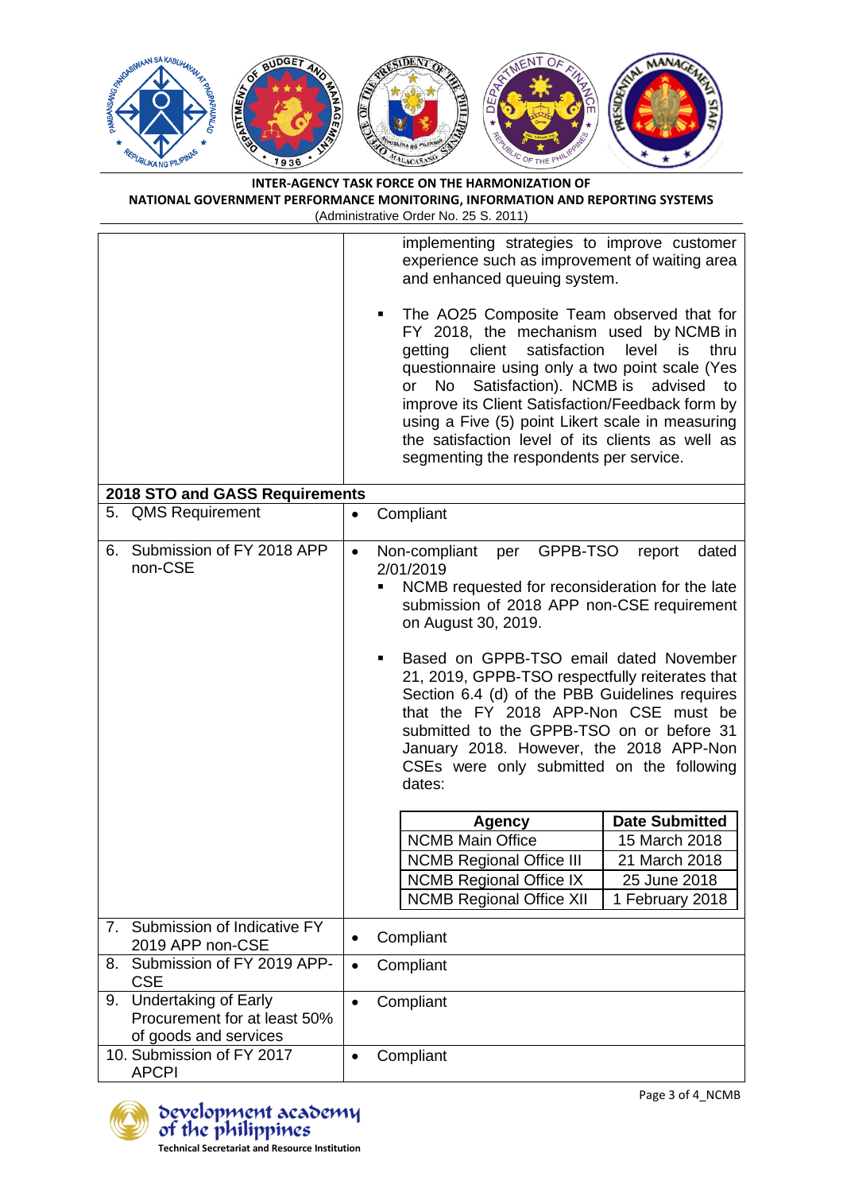**INTER-AGENCY TASK FORCE ON THE HARMONIZATION OF NATIONAL GOVERNMENT PERFORMANCE MONITORING, INFORMATION AND REPORTING SYSTEMS**
(Administrative Order No. 25 S. 2011)

| | |
|---|---|
| | implementing strategies to improve customer experience such as improvement of waiting area and enhanced queuing system.<br><br>▪ The AO25 Composite Team observed that for FY 2018, the mechanism used by NCMB in getting client satisfaction level is thru questionnaire using only a two point scale (Yes or No Satisfaction). NCMB is advised to improve its Client Satisfaction/Feedback form by using a Five (5) point Likert scale in measuring the satisfaction level of its clients as well as segmenting the respondents per service. |
| **2018 STO and GASS Requirements** | |
| 5. QMS Requirement | • Compliant |
| 6. Submission of FY 2018 APP non-CSE | • Non-compliant per GPPB-TSO report dated 2/01/2019<br>▪ NCMB requested for reconsideration for the late submission of 2018 APP non-CSE requirement on August 30, 2019.<br><br>▪ Based on GPPB-TSO email dated November 21, 2019, GPPB-TSO respectfully reiterates that Section 6.4 (d) of the PBB Guidelines requires that the FY 2018 APP-Non CSE must be submitted to the GPPB-TSO on or before 31 January 2018. However, the 2018 APP-Non CSEs were only submitted on the following dates:<br><br>**Agency** — **Date Submitted**<br>NCMB Main Office — 15 March 2018<br>NCMB Regional Office III — 21 March 2018<br>NCMB Regional Office IX — 25 June 2018<br>NCMB Regional Office XII — 1 February 2018 |
| 7. Submission of Indicative FY 2019 APP non-CSE | • Compliant |
| 8. Submission of FY 2019 APP-CSE | • Compliant |
| 9. Undertaking of Early Procurement for at least 50% of goods and services | • Compliant |
| 10. Submission of FY 2017 APCPI | • Compliant |

**development academy of the philippines**
Technical Secretariat and Resource Institution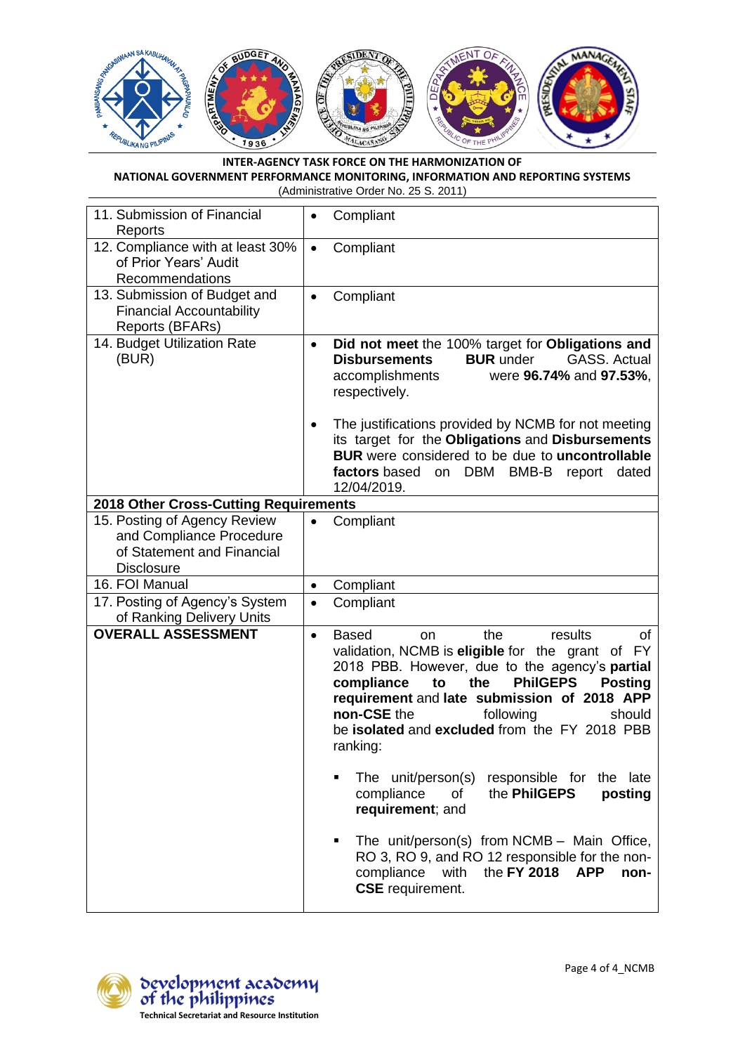INTER-AGENCY TASK FORCE ON THE HARMONIZATION OF
NATIONAL GOVERNMENT PERFORMANCE MONITORING, INFORMATION AND REPORTING SYSTEMS
(Administrative Order No. 25 S. 2011)

| | |
|---|---|
| 11. Submission of Financial Reports | • Compliant |
| 12. Compliance with at least 30% of Prior Years' Audit Recommendations | • Compliant |
| 13. Submission of Budget and Financial Accountability Reports (BFARs) | • Compliant |
| 14. Budget Utilization Rate (BUR) | • **Did not meet** the 100% target for **Obligations and Disbursements BUR** under GASS. Actual accomplishments were **96.74%** and **97.53%**, respectively.<br><br>• The justifications provided by NCMB for not meeting its target for the **Obligations** and **Disbursements BUR** were considered to be due to **uncontrollable factors** based on DBM BMB-B report dated 12/04/2019. |
| **2018 Other Cross-Cutting Requirements** | |
| 15. Posting of Agency Review and Compliance Procedure of Statement and Financial Disclosure | • Compliant |
| 16. FOI Manual | • Compliant |
| 17. Posting of Agency's System of Ranking Delivery Units | • Compliant |
| **OVERALL ASSESSMENT** | • Based on the results of validation, NCMB is **eligible** for the grant of FY 2018 PBB. However, due to the agency's **partial compliance to the PhilGEPS Posting requirement** and **late submission of 2018 APP non-CSE** the following should be **isolated** and **excluded** from the FY 2018 PBB ranking:<br><br>▪ The unit/person(s) responsible for the late compliance of the **PhilGEPS posting requirement**; and<br><br>▪ The unit/person(s) from NCMB – Main Office, RO 3, RO 9, and RO 12 responsible for the non-compliance with the **FY 2018 APP non-CSE** requirement. |

development academy of the philippines
Technical Secretariat and Resource Institution